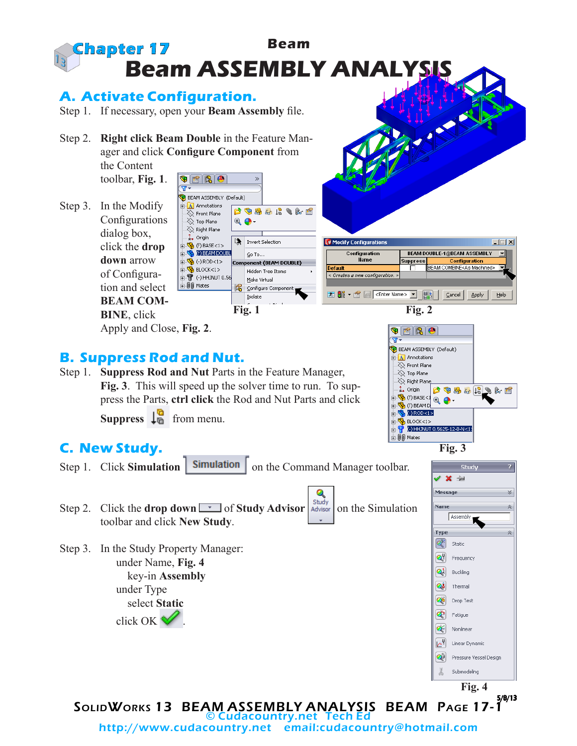# Chapter 17

## Beam

# Beam ASSEMBLY ANALYSIS

## A. Activate Configuration.

Step 1. If necessary, open your **Beam Assembly** file.

Step 2. **Right click Beam Double** in the Feature Manager and click **Configure Component** from the Content toolbar, **Fig. 1**.

Step 3. In the Modify Configurations dialog box, click the **drop down** arrow of Configuration and select **BEAM COMBINE**, click Apply and Close, **Fig. 2**.

Fig. 1

Fig. 2

## B. Suppress Rod and Nut.

Step 1. **Suppress Rod and Nut** Parts in the Feature Manager, **Fig. 3**. This will speed up the solver time to run. To suppress the Parts, **ctrl click** the Rod and Nut Parts and click **Suppress** from menu.

Fig. 3

## C. New Study.

Step 1. Click **Simulation** on the Command Manager toolbar.

Step 2. Click the **drop down** of **Study Advisor** on the Simulation toolbar and click **New Study**.

Step 3. In the Study Property Manager:
- under Name, **Fig. 4**
  - key-in **Assembly**
- under Type
  - select **Static**
- click OK.

Fig. 4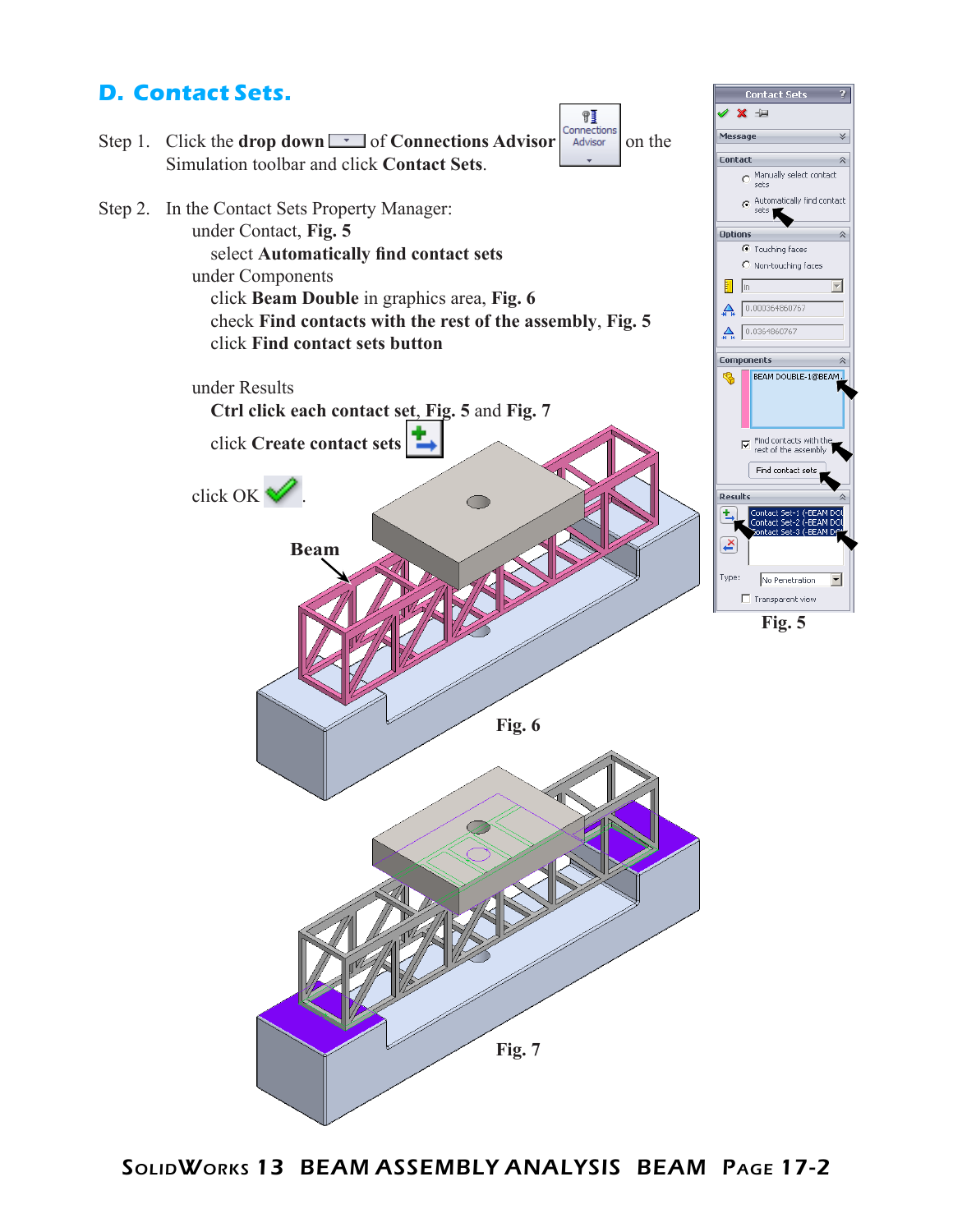## D. Contact Sets.

Step 1. Click the **drop down** of **Connections Advisor** on the Simulation toolbar and click **Contact Sets**.

Step 2. In the Contact Sets Property Manager:

under Contact, **Fig. 5**

select **Automatically find contact sets**

under Components

click **Beam Double** in graphics area, **Fig. 6**

check **Find contacts with the rest of the assembly**, **Fig. 5**

click **Find contact sets button**

under Results

**Ctrl click each contact set**, **Fig. 5** and **Fig. 7**

click **Create contact sets**

click OK .

**Beam**

**Fig. 6**

**Fig. 7**

**Fig. 5**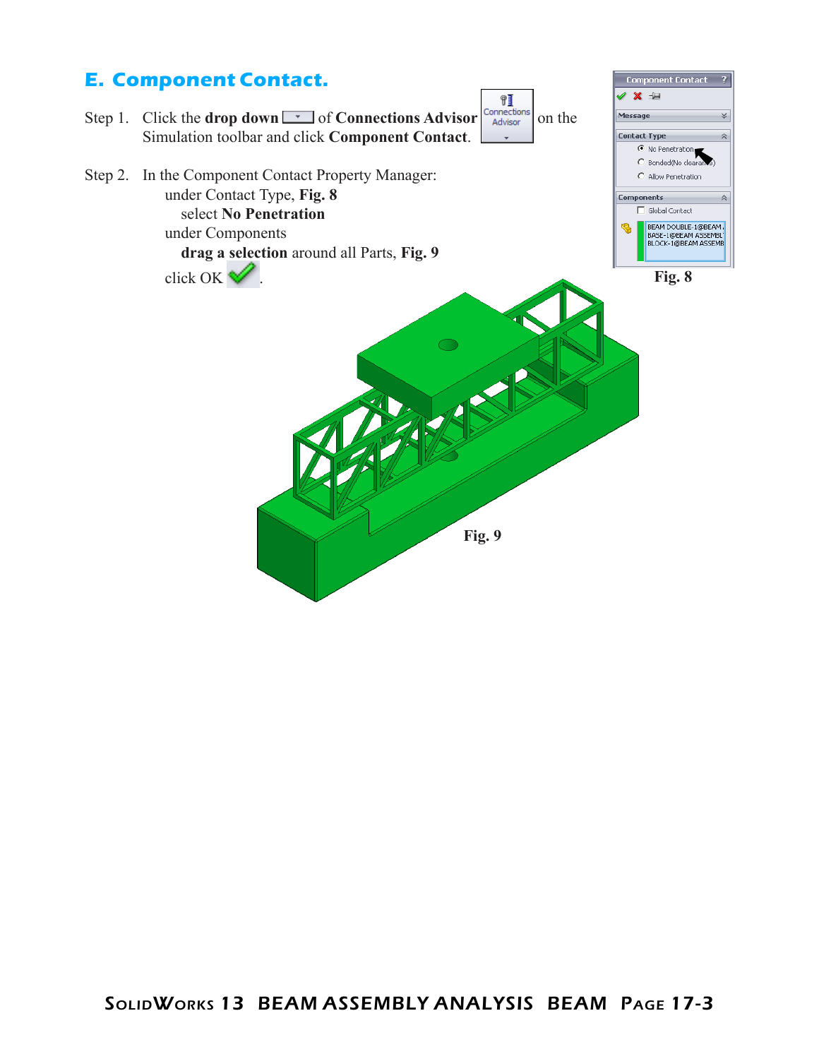## E. Component Contact.

Step 1. Click the **drop down** of **Connections Advisor** on the Simulation toolbar and click **Component Contact**.

Step 2. In the Component Contact Property Manager:
  under Contact Type, **Fig. 8**
    select **No Penetration**
  under Components
    **drag a selection** around all Parts, **Fig. 9**
  click OK .

Fig. 8

Fig. 9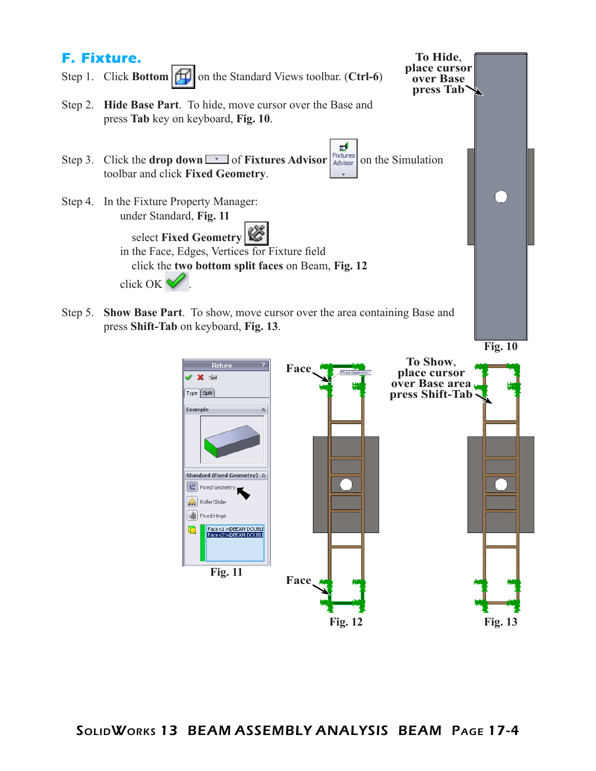## F. Fixture.

Step 1. Click **Bottom** on the Standard Views toolbar. (**Ctrl-6**)

Step 2. **Hide Base Part**. To hide, move cursor over the Base and press **Tab** key on keyboard, **Fig. 10**.

Step 3. Click the **drop down** of **Fixtures Advisor** on the Simulation toolbar and click **Fixed Geometry**.

Step 4. In the Fixture Property Manager:
under Standard, **Fig. 11**
select **Fixed Geometry**
in the Face, Edges, Vertices for Fixture field
click the **two bottom split faces** on Beam, **Fig. 12**
click OK.

Step 5. **Show Base Part**. To show, move cursor over the area containing Base and press **Shift-Tab** on keyboard, **Fig. 13**.

**To Hide, place cursor over Base press Tab**

Fig. 10

Fig. 11

**Face**

**Face**

Fig. 12

**To Show, place cursor over Base area press Shift-Tab**

Fig. 13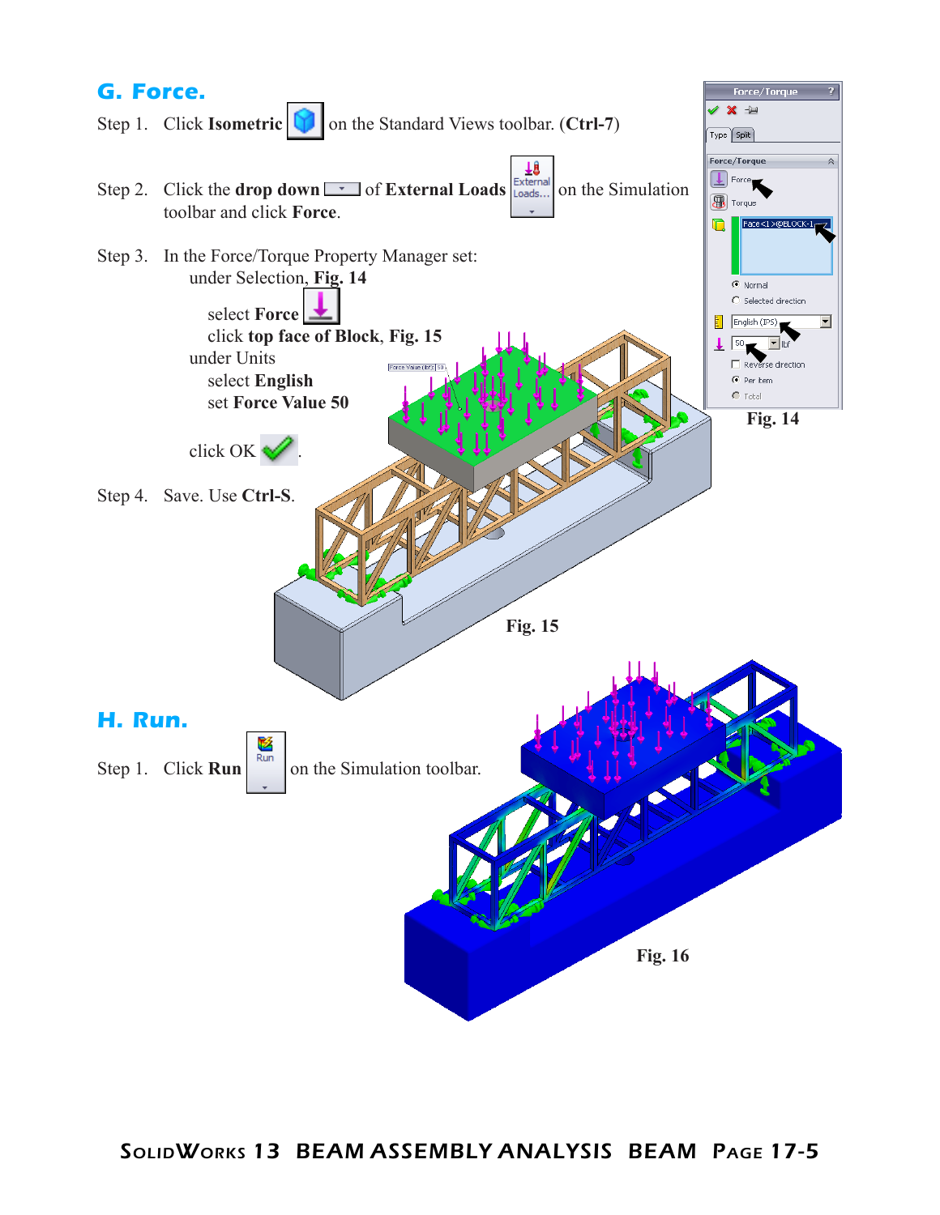## G. Force.

Step 1. Click **Isometric** on the Standard Views toolbar. (**Ctrl-7**)

Step 2. Click the **drop down** of **External Loads** on the Simulation toolbar and click **Force**.

Step 3. In the Force/Torque Property Manager set:

under Selection, **Fig. 14**

select **Force**

click **top face of Block**, **Fig. 15**

under Units

select **English**

set **Force Value 50**

click OK .

Step 4. Save. Use **Ctrl-S**.

Fig. 14

Fig. 15

## H. Run.

Step 1. Click **Run** on the Simulation toolbar.

Fig. 16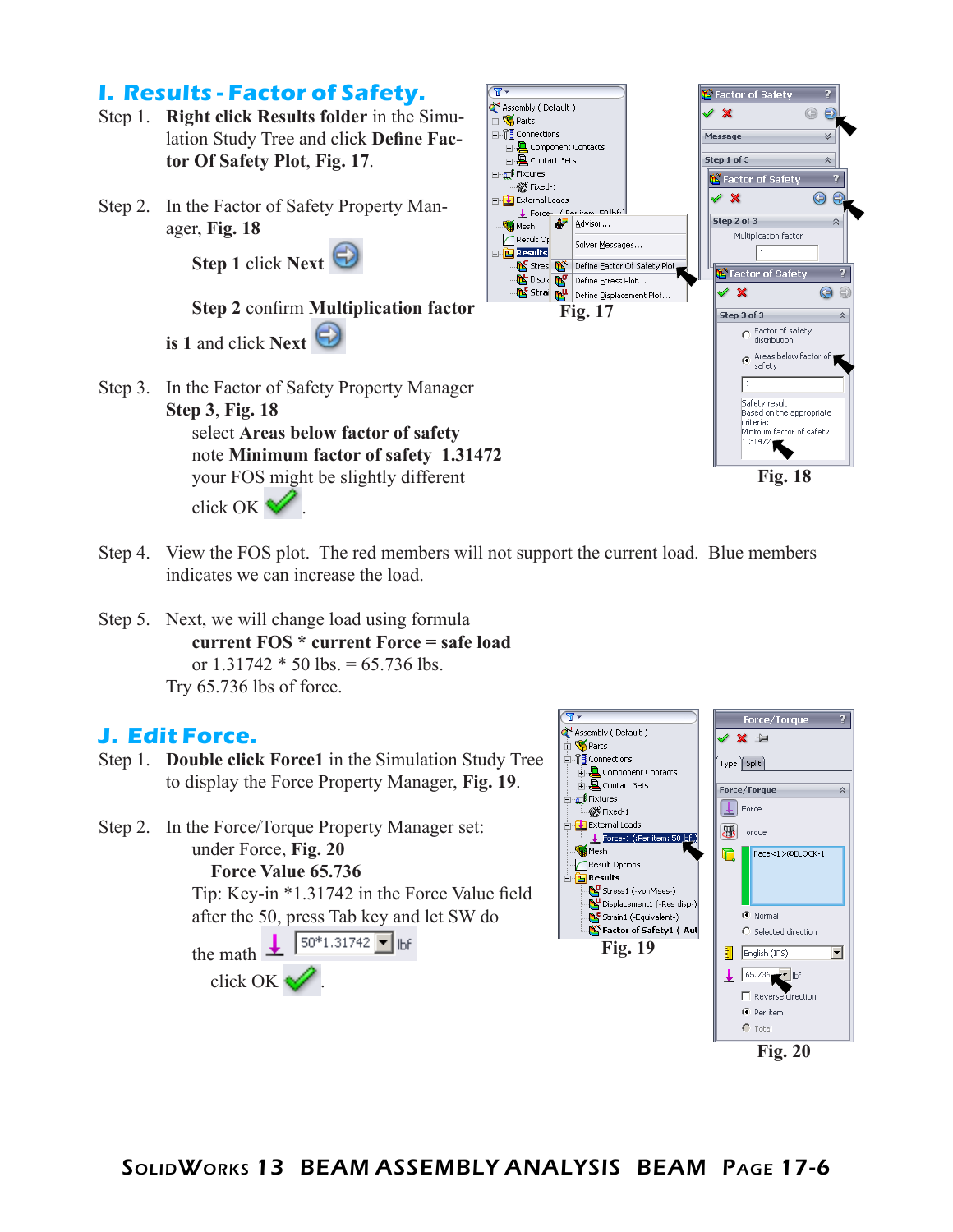## I. Results - Factor of Safety.

Step 1. **Right click Results folder** in the Simulation Study Tree and click **Define Factor Of Safety Plot**, **Fig. 17**.

Step 2. In the Factor of Safety Property Manager, **Fig. 18**

**Step 1** click **Next**

**Step 2** confirm **Multiplication factor is 1** and click **Next**

Step 3. In the Factor of Safety Property Manager **Step 3**, **Fig. 18**

select **Areas below factor of safety**

note **Minimum factor of safety 1.31472**

your FOS might be slightly different

click OK.

Fig. 17

Fig. 18

Step 4. View the FOS plot. The red members will not support the current load. Blue members indicates we can increase the load.

Step 5. Next, we will change load using formula

**current FOS * current Force = safe load**

or 1.31742 * 50 lbs. = 65.736 lbs.

Try 65.736 lbs of force.

## J. Edit Force.

Step 1. **Double click Force1** in the Simulation Study Tree to display the Force Property Manager, **Fig. 19**.

Step 2. In the Force/Torque Property Manager set:

under Force, **Fig. 20**

**Force Value 65.736**

Tip: Key-in *1.31742 in the Force Value field after the 50, press Tab key and let SW do the math 50*1.31742 lbf

click OK.

Fig. 19

Fig. 20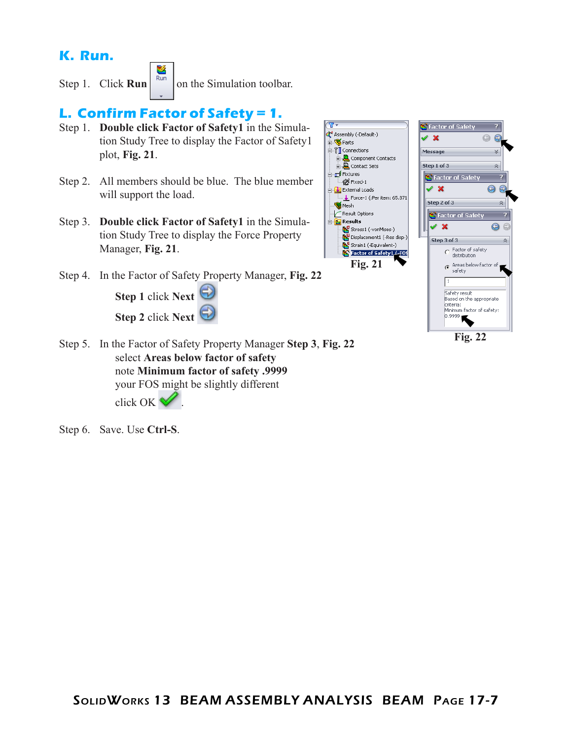## K. Run.

Step 1. Click **Run** on the Simulation toolbar.

## L. Confirm Factor of Safety = 1.

Step 1. **Double click Factor of Safety1** in the Simulation Study Tree to display the Factor of Safety1 plot, **Fig. 21**.

Step 2. All members should be blue. The blue member will support the load.

Step 3. **Double click Factor of Safety1** in the Simulation Study Tree to display the Force Property Manager, **Fig. 21**.

Fig. 21

Step 4. In the Factor of Safety Property Manager, **Fig. 22**

**Step 1** click **Next**

**Step 2** click **Next**

Fig. 22

Step 5. In the Factor of Safety Property Manager **Step 3**, **Fig. 22**
select **Areas below factor of safety**
note **Minimum factor of safety .9999**
your FOS might be slightly different
click OK .

Step 6. Save. Use **Ctrl-S**.